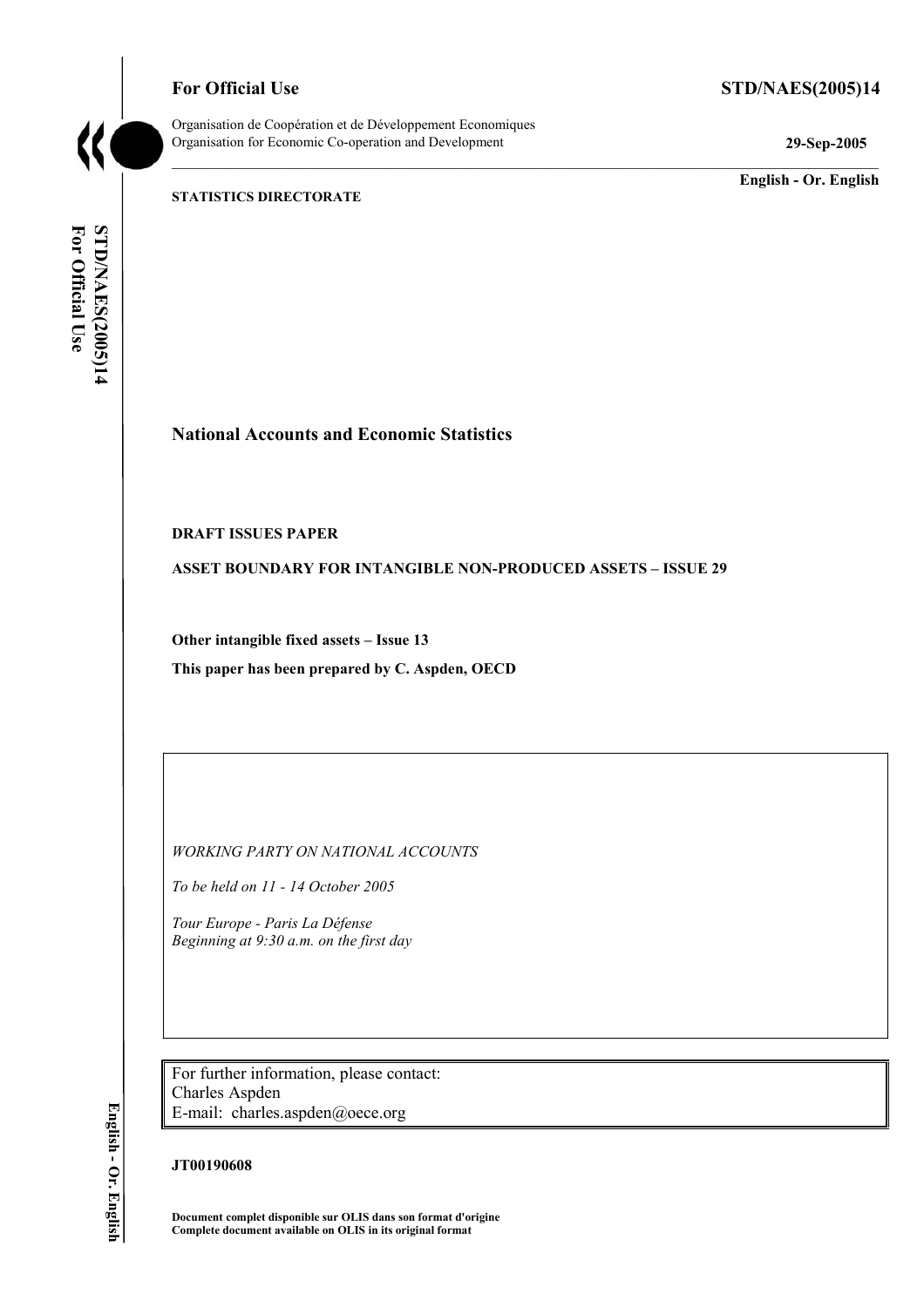**For Official Use** **STD/NAES(2005)14**

Organisation de Coopération et de Développement Economiques
Organisation for Economic Co-operation and Development **29-Sep-2005**

**English - Or. English**

**STATISTICS DIRECTORATE**

# National Accounts and Economic Statistics

**DRAFT ISSUES PAPER**

**ASSET BOUNDARY FOR INTANGIBLE NON-PRODUCED ASSETS – ISSUE 29**

**Other intangible fixed assets – Issue 13**

**This paper has been prepared by C. Aspden, OECD**

*WORKING PARTY ON NATIONAL ACCOUNTS*

*To be held on 11 - 14 October 2005*

*Tour Europe - Paris La Défense*
*Beginning at 9:30 a.m. on the first day*

For further information, please contact:
Charles Aspden
E-mail: charles.aspden@oecd.org

**JT00190608**

**Document complet disponible sur OLIS dans son format d'origine**
**Complete document available on OLIS in its original format**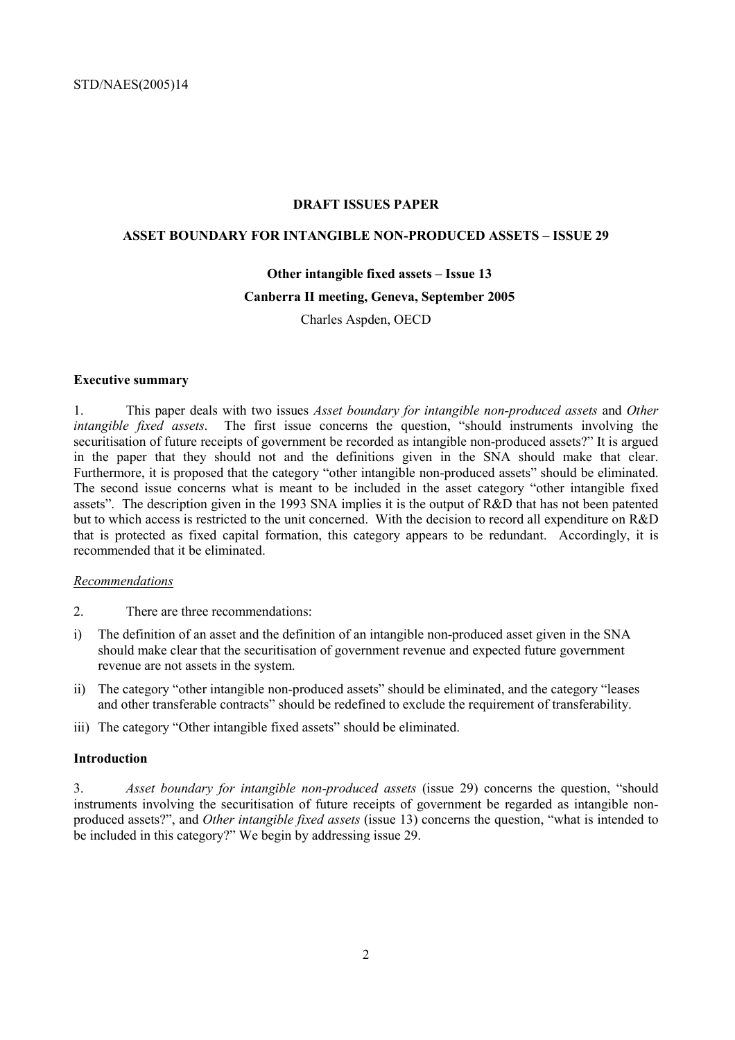**DRAFT ISSUES PAPER**

**ASSET BOUNDARY FOR INTANGIBLE NON-PRODUCED ASSETS – ISSUE 29**

**Other intangible fixed assets – Issue 13**

**Canberra II meeting, Geneva, September 2005**

Charles Aspden, OECD

### Executive summary

1. This paper deals with two issues *Asset boundary for intangible non-produced assets* and *Other intangible fixed assets*. The first issue concerns the question, "should instruments involving the securitisation of future receipts of government be recorded as intangible non-produced assets?" It is argued in the paper that they should not and the definitions given in the SNA should make that clear. Furthermore, it is proposed that the category "other intangible non-produced assets" should be eliminated. The second issue concerns what is meant to be included in the asset category "other intangible fixed assets". The description given in the 1993 SNA implies it is the output of R&D that has not been patented but to which access is restricted to the unit concerned. With the decision to record all expenditure on R&D that is protected as fixed capital formation, this category appears to be redundant. Accordingly, it is recommended that it be eliminated.

*Recommendations*

2. There are three recommendations:

i) The definition of an asset and the definition of an intangible non-produced asset given in the SNA should make clear that the securitisation of government revenue and expected future government revenue are not assets in the system.

ii) The category "other intangible non-produced assets" should be eliminated, and the category "leases and other transferable contracts" should be redefined to exclude the requirement of transferability.

iii) The category "Other intangible fixed assets" should be eliminated.

### Introduction

3. *Asset boundary for intangible non-produced assets* (issue 29) concerns the question, "should instruments involving the securitisation of future receipts of government be regarded as intangible non-produced assets?", and *Other intangible fixed assets* (issue 13) concerns the question, "what is intended to be included in this category?" We begin by addressing issue 29.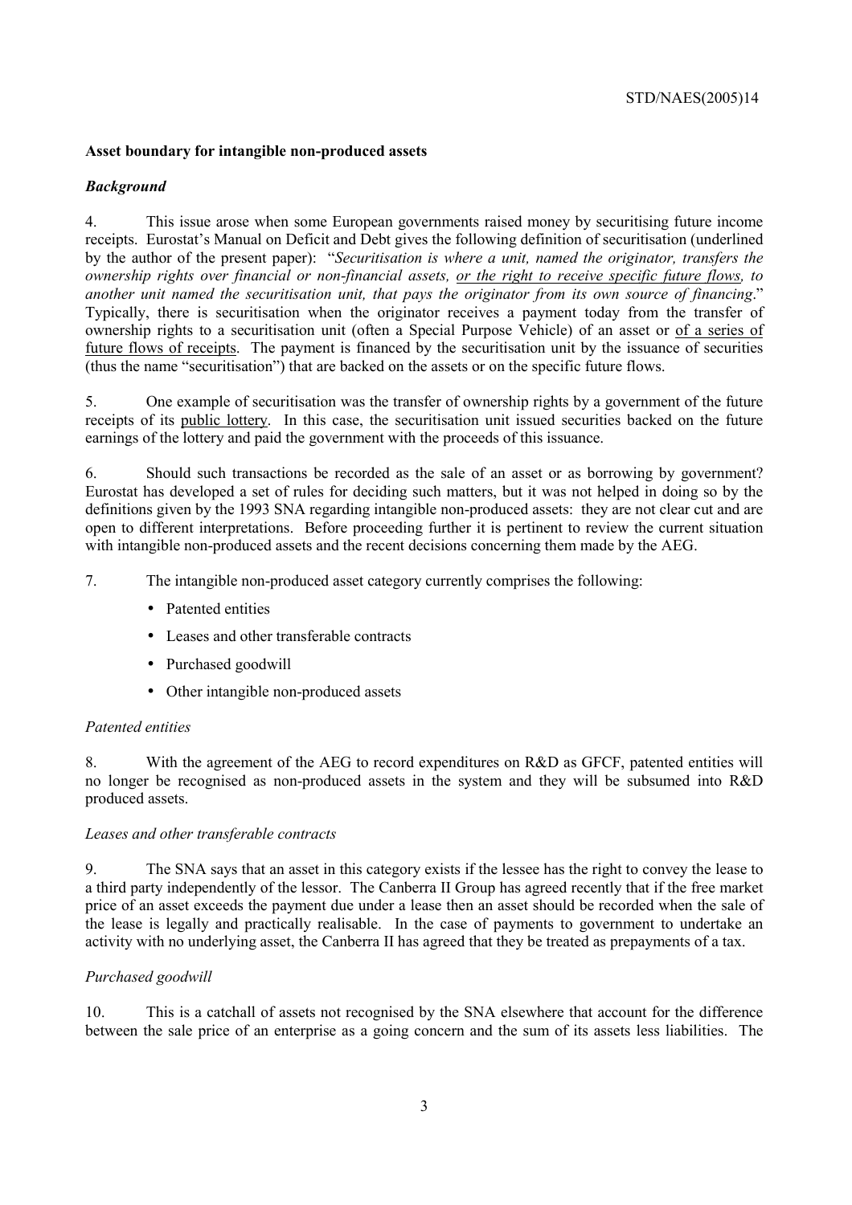**Asset boundary for intangible non-produced assets**

***Background***

4. This issue arose when some European governments raised money by securitising future income receipts. Eurostat's Manual on Deficit and Debt gives the following definition of securitisation (underlined by the author of the present paper): "*Securitisation is where a unit, named the originator, transfers the ownership rights over financial or non-financial assets, <u>or the right to receive specific future flows</u>, to another unit named the securitisation unit, that pays the originator from its own source of financing*." Typically, there is securitisation when the originator receives a payment today from the transfer of ownership rights to a securitisation unit (often a Special Purpose Vehicle) of an asset or <u>of a series of future flows of receipts</u>. The payment is financed by the securitisation unit by the issuance of securities (thus the name "securitisation") that are backed on the assets or on the specific future flows.

5. One example of securitisation was the transfer of ownership rights by a government of the future receipts of its <u>public lottery</u>. In this case, the securitisation unit issued securities backed on the future earnings of the lottery and paid the government with the proceeds of this issuance.

6. Should such transactions be recorded as the sale of an asset or as borrowing by government? Eurostat has developed a set of rules for deciding such matters, but it was not helped in doing so by the definitions given by the 1993 SNA regarding intangible non-produced assets: they are not clear cut and are open to different interpretations. Before proceeding further it is pertinent to review the current situation with intangible non-produced assets and the recent decisions concerning them made by the AEG.

7. The intangible non-produced asset category currently comprises the following:

- Patented entities
- Leases and other transferable contracts
- Purchased goodwill
- Other intangible non-produced assets

*Patented entities*

8. With the agreement of the AEG to record expenditures on R&D as GFCF, patented entities will no longer be recognised as non-produced assets in the system and they will be subsumed into R&D produced assets.

*Leases and other transferable contracts*

9. The SNA says that an asset in this category exists if the lessee has the right to convey the lease to a third party independently of the lessor. The Canberra II Group has agreed recently that if the free market price of an asset exceeds the payment due under a lease then an asset should be recorded when the sale of the lease is legally and practically realisable. In the case of payments to government to undertake an activity with no underlying asset, the Canberra II has agreed that they be treated as prepayments of a tax.

*Purchased goodwill*

10. This is a catchall of assets not recognised by the SNA elsewhere that account for the difference between the sale price of an enterprise as a going concern and the sum of its assets less liabilities. The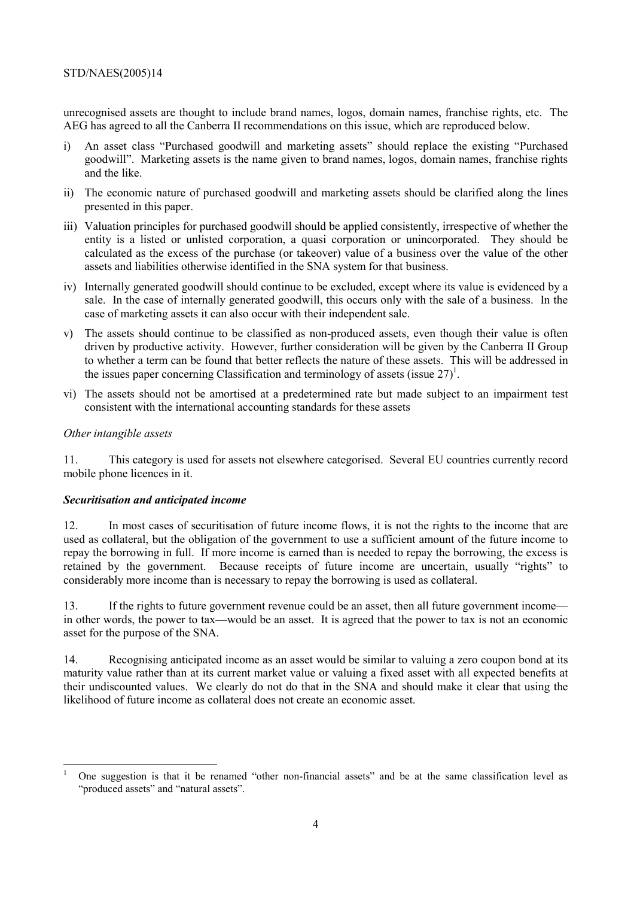unrecognised assets are thought to include brand names, logos, domain names, franchise rights, etc. The AEG has agreed to all the Canberra II recommendations on this issue, which are reproduced below.

i) An asset class "Purchased goodwill and marketing assets" should replace the existing "Purchased goodwill". Marketing assets is the name given to brand names, logos, domain names, franchise rights and the like.

ii) The economic nature of purchased goodwill and marketing assets should be clarified along the lines presented in this paper.

iii) Valuation principles for purchased goodwill should be applied consistently, irrespective of whether the entity is a listed or unlisted corporation, a quasi corporation or unincorporated. They should be calculated as the excess of the purchase (or takeover) value of a business over the value of the other assets and liabilities otherwise identified in the SNA system for that business.

iv) Internally generated goodwill should continue to be excluded, except where its value is evidenced by a sale. In the case of internally generated goodwill, this occurs only with the sale of a business. In the case of marketing assets it can also occur with their independent sale.

v) The assets should continue to be classified as non-produced assets, even though their value is often driven by productive activity. However, further consideration will be given by the Canberra II Group to whether a term can be found that better reflects the nature of these assets. This will be addressed in the issues paper concerning Classification and terminology of assets (issue 27)[1].

vi) The assets should not be amortised at a predetermined rate but made subject to an impairment test consistent with the international accounting standards for these assets

*Other intangible assets*

11. This category is used for assets not elsewhere categorised. Several EU countries currently record mobile phone licences in it.

***Securitisation and anticipated income***

12. In most cases of securitisation of future income flows, it is not the rights to the income that are used as collateral, but the obligation of the government to use a sufficient amount of the future income to repay the borrowing in full. If more income is earned than is needed to repay the borrowing, the excess is retained by the government. Because receipts of future income are uncertain, usually "rights" to considerably more income than is necessary to repay the borrowing is used as collateral.

13. If the rights to future government revenue could be an asset, then all future government income—in other words, the power to tax—would be an asset. It is agreed that the power to tax is not an economic asset for the purpose of the SNA.

14. Recognising anticipated income as an asset would be similar to valuing a zero coupon bond at its maturity value rather than at its current market value or valuing a fixed asset with all expected benefits at their undiscounted values. We clearly do not do that in the SNA and should make it clear that using the likelihood of future income as collateral does not create an economic asset.

[1] One suggestion is that it be renamed "other non-financial assets" and be at the same classification level as "produced assets" and "natural assets".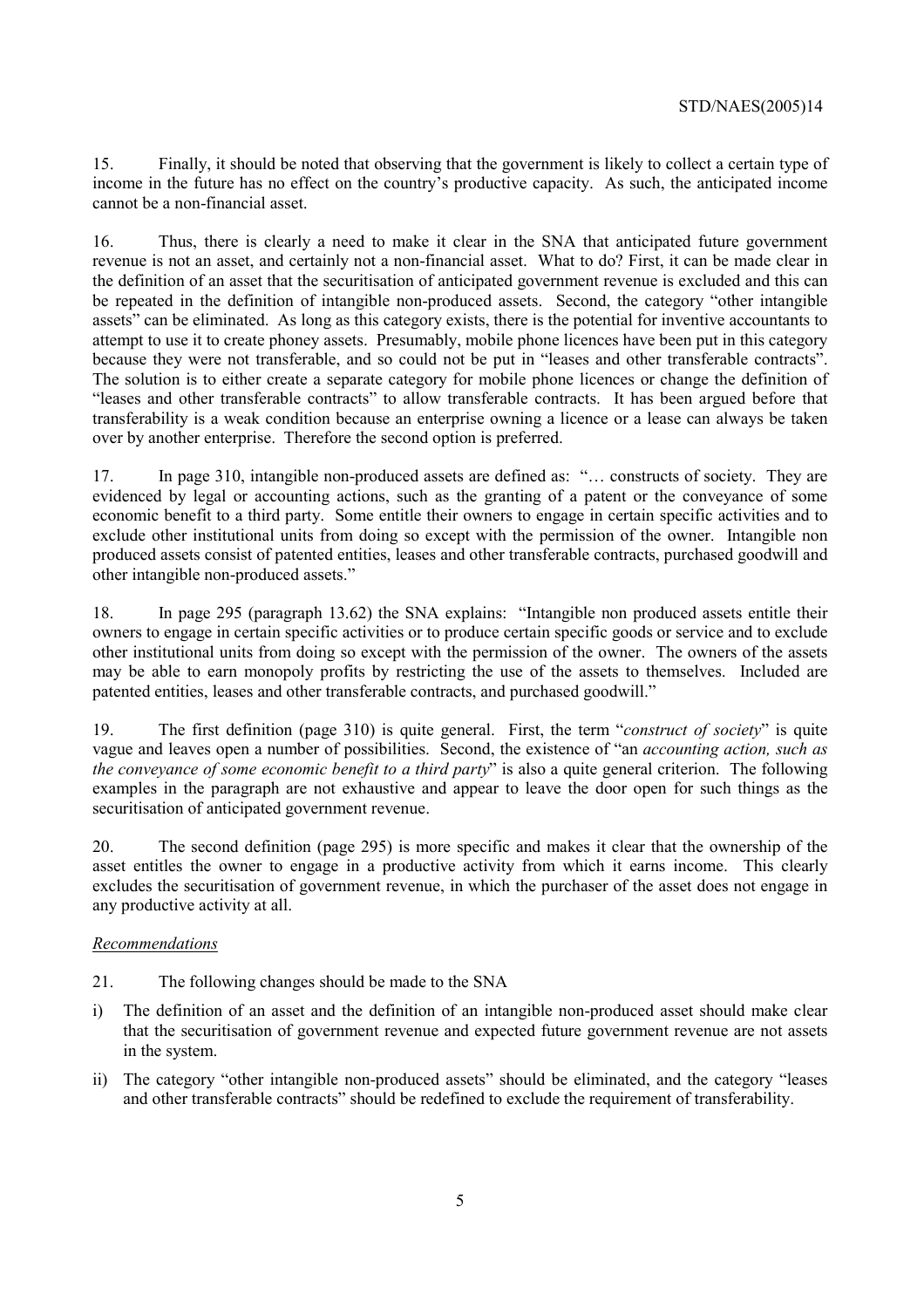15. Finally, it should be noted that observing that the government is likely to collect a certain type of income in the future has no effect on the country's productive capacity. As such, the anticipated income cannot be a non-financial asset.

16. Thus, there is clearly a need to make it clear in the SNA that anticipated future government revenue is not an asset, and certainly not a non-financial asset. What to do? First, it can be made clear in the definition of an asset that the securitisation of anticipated government revenue is excluded and this can be repeated in the definition of intangible non-produced assets. Second, the category "other intangible assets" can be eliminated. As long as this category exists, there is the potential for inventive accountants to attempt to use it to create phoney assets. Presumably, mobile phone licences have been put in this category because they were not transferable, and so could not be put in "leases and other transferable contracts". The solution is to either create a separate category for mobile phone licences or change the definition of "leases and other transferable contracts" to allow transferable contracts. It has been argued before that transferability is a weak condition because an enterprise owning a licence or a lease can always be taken over by another enterprise. Therefore the second option is preferred.

17. In page 310, intangible non-produced assets are defined as: "… constructs of society. They are evidenced by legal or accounting actions, such as the granting of a patent or the conveyance of some economic benefit to a third party. Some entitle their owners to engage in certain specific activities and to exclude other institutional units from doing so except with the permission of the owner. Intangible non produced assets consist of patented entities, leases and other transferable contracts, purchased goodwill and other intangible non-produced assets."

18. In page 295 (paragraph 13.62) the SNA explains: "Intangible non produced assets entitle their owners to engage in certain specific activities or to produce certain specific goods or service and to exclude other institutional units from doing so except with the permission of the owner. The owners of the assets may be able to earn monopoly profits by restricting the use of the assets to themselves. Included are patented entities, leases and other transferable contracts, and purchased goodwill."

19. The first definition (page 310) is quite general. First, the term "*construct of society*" is quite vague and leaves open a number of possibilities. Second, the existence of "an *accounting action, such as the conveyance of some economic benefit to a third party*" is also a quite general criterion. The following examples in the paragraph are not exhaustive and appear to leave the door open for such things as the securitisation of anticipated government revenue.

20. The second definition (page 295) is more specific and makes it clear that the ownership of the asset entitles the owner to engage in a productive activity from which it earns income. This clearly excludes the securitisation of government revenue, in which the purchaser of the asset does not engage in any productive activity at all.

*Recommendations*

21. The following changes should be made to the SNA

i) The definition of an asset and the definition of an intangible non-produced asset should make clear that the securitisation of government revenue and expected future government revenue are not assets in the system.

ii) The category "other intangible non-produced assets" should be eliminated, and the category "leases and other transferable contracts" should be redefined to exclude the requirement of transferability.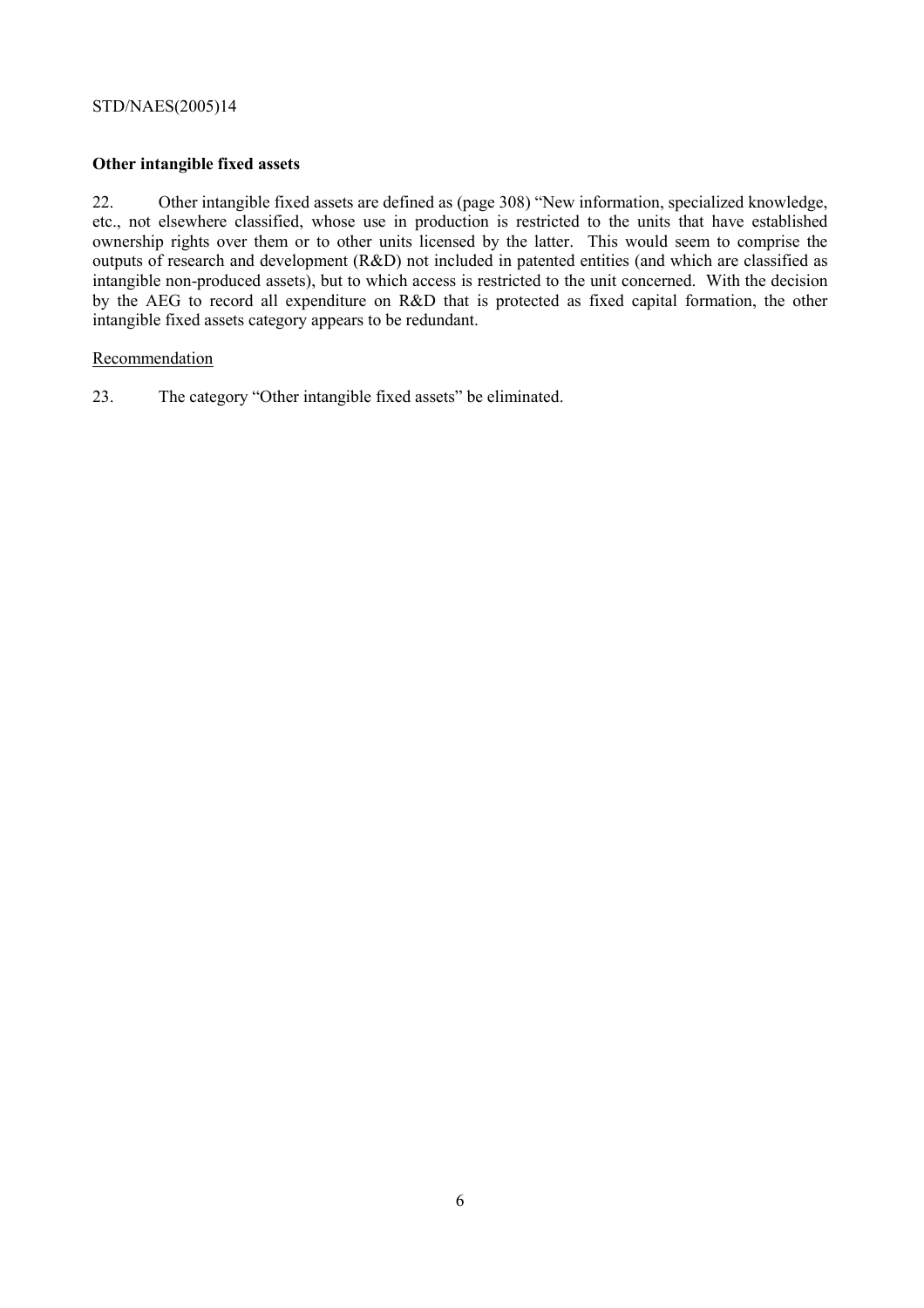**Other intangible fixed assets**

22. Other intangible fixed assets are defined as (page 308) "New information, specialized knowledge, etc., not elsewhere classified, whose use in production is restricted to the units that have established ownership rights over them or to other units licensed by the latter. This would seem to comprise the outputs of research and development (R&D) not included in patented entities (and which are classified as intangible non-produced assets), but to which access is restricted to the unit concerned. With the decision by the AEG to record all expenditure on R&D that is protected as fixed capital formation, the other intangible fixed assets category appears to be redundant.

Recommendation

23. The category "Other intangible fixed assets" be eliminated.